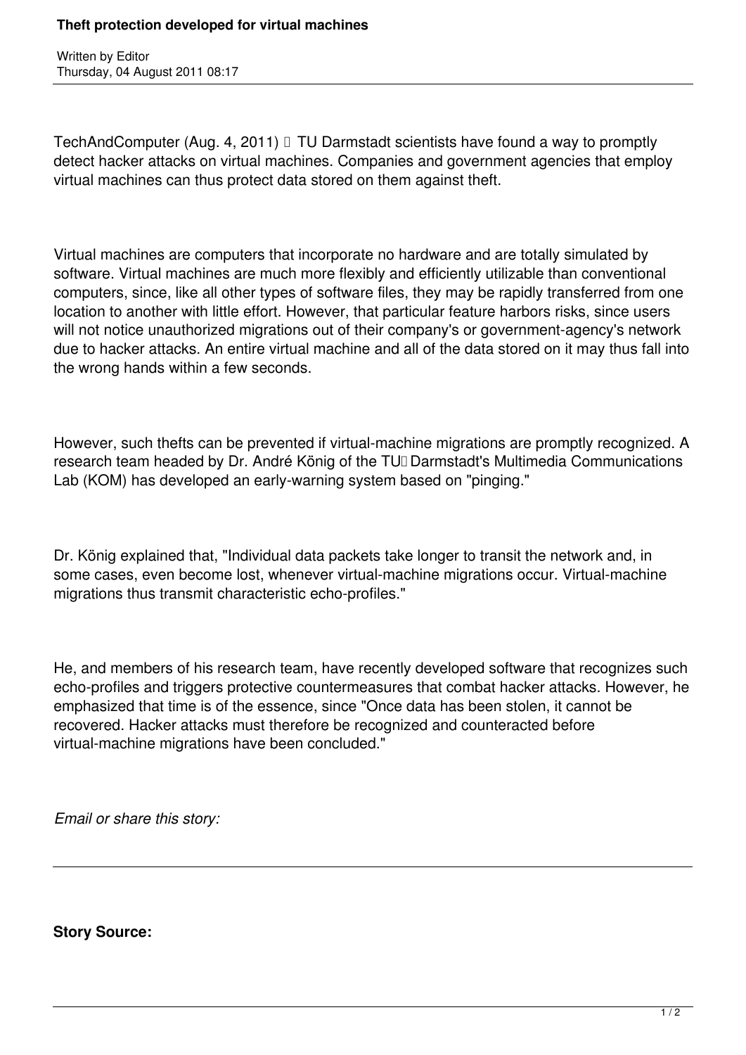# Theft protection developed for virtual machines

Written by Editor
Thursday, 04 August 2011 08:17

TechAndComputer (Aug. 4, 2011) — TU Darmstadt scientists have found a way to promptly detect hacker attacks on virtual machines. Companies and government agencies that employ virtual machines can thus protect data stored on them against theft.

Virtual machines are computers that incorporate no hardware and are totally simulated by software. Virtual machines are much more flexibly and efficiently utilizable than conventional computers, since, like all other types of software files, they may be rapidly transferred from one location to another with little effort. However, that particular feature harbors risks, since users will not notice unauthorized migrations out of their company's or government-agency's network due to hacker attacks. An entire virtual machine and all of the data stored on it may thus fall into the wrong hands within a few seconds.

However, such thefts can be prevented if virtual-machine migrations are promptly recognized. A research team headed by Dr. André König of the TU Darmstadt's Multimedia Communications Lab (KOM) has developed an early-warning system based on "pinging."

Dr. König explained that, "Individual data packets take longer to transit the network and, in some cases, even become lost, whenever virtual-machine migrations occur. Virtual-machine migrations thus transmit characteristic echo-profiles."

He, and members of his research team, have recently developed software that recognizes such echo-profiles and triggers protective countermeasures that combat hacker attacks. However, he emphasized that time is of the essence, since "Once data has been stolen, it cannot be recovered. Hacker attacks must therefore be recognized and counteracted before virtual-machine migrations have been concluded."

*Email or share this story:*

**Story Source:**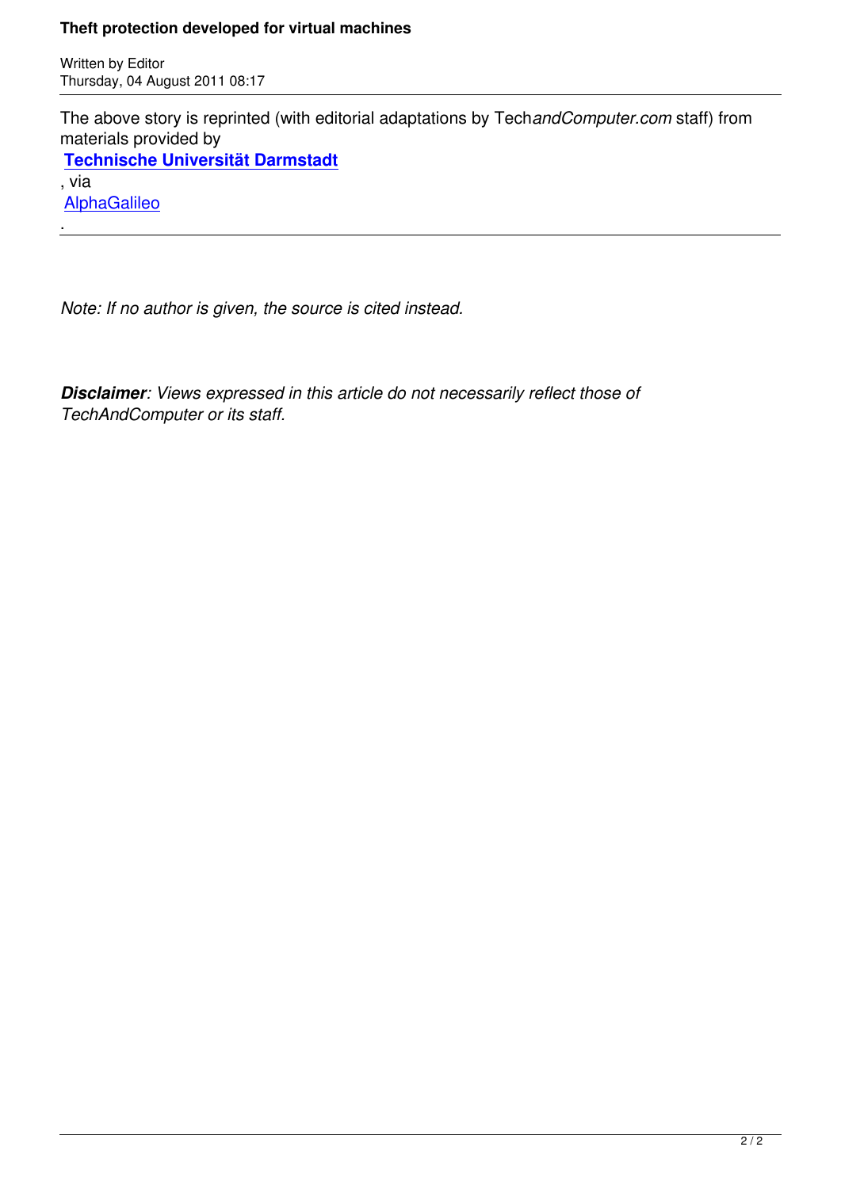The above story is reprinted (with editorial adaptations by Tech*andComputer.com* staff) from materials provided by **Technische Universität Darmstadt**, via AlphaGalileo.

*Note: If no author is given, the source is cited instead.*

***Disclaimer****: Views expressed in this article do not necessarily reflect those of TechAndComputer or its staff.*